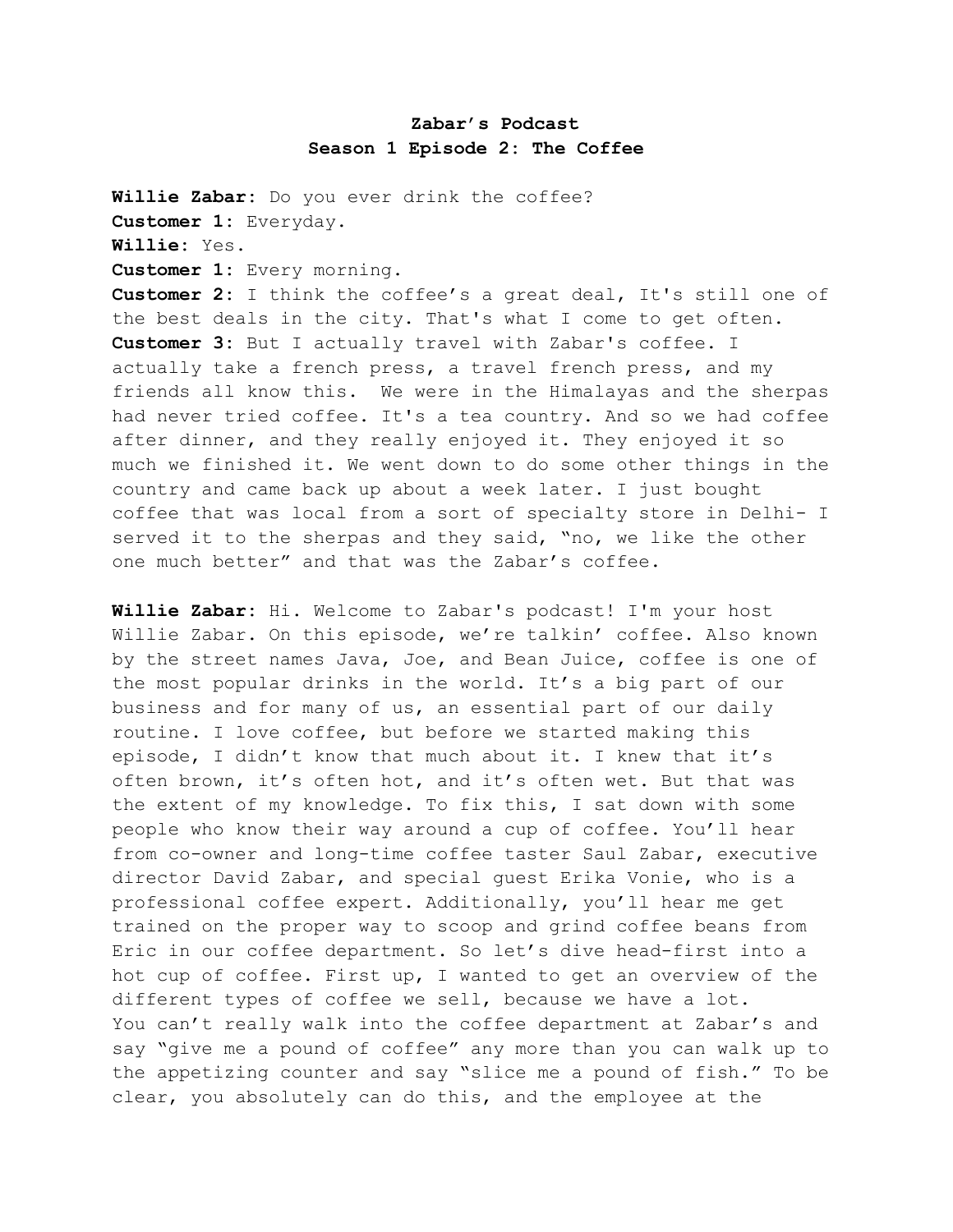**Zabar's Podcast**
**Season 1 Episode 2: The Coffee**

**Willie Zabar:** Do you ever drink the coffee?
**Customer 1:** Everyday.
**Willie:** Yes.
**Customer 1:** Every morning.
**Customer 2:** I think the coffee's a great deal, It's still one of the best deals in the city. That's what I come to get often.
**Customer 3:** But I actually travel with Zabar's coffee. I actually take a french press, a travel french press, and my friends all know this. We were in the Himalayas and the sherpas had never tried coffee. It's a tea country. And so we had coffee after dinner, and they really enjoyed it. They enjoyed it so much we finished it. We went down to do some other things in the country and came back up about a week later. I just bought coffee that was local from a sort of specialty store in Delhi- I served it to the sherpas and they said, "no, we like the other one much better" and that was the Zabar's coffee.

**Willie Zabar:** Hi. Welcome to Zabar's podcast! I'm your host Willie Zabar. On this episode, we're talkin' coffee. Also known by the street names Java, Joe, and Bean Juice, coffee is one of the most popular drinks in the world. It's a big part of our business and for many of us, an essential part of our daily routine. I love coffee, but before we started making this episode, I didn't know that much about it. I knew that it's often brown, it's often hot, and it's often wet. But that was the extent of my knowledge. To fix this, I sat down with some people who know their way around a cup of coffee. You'll hear from co-owner and long-time coffee taster Saul Zabar, executive director David Zabar, and special guest Erika Vonie, who is a professional coffee expert. Additionally, you'll hear me get trained on the proper way to scoop and grind coffee beans from Eric in our coffee department. So let's dive head-first into a hot cup of coffee. First up, I wanted to get an overview of the different types of coffee we sell, because we have a lot. You can't really walk into the coffee department at Zabar's and say "give me a pound of coffee" any more than you can walk up to the appetizing counter and say "slice me a pound of fish." To be clear, you absolutely can do this, and the employee at the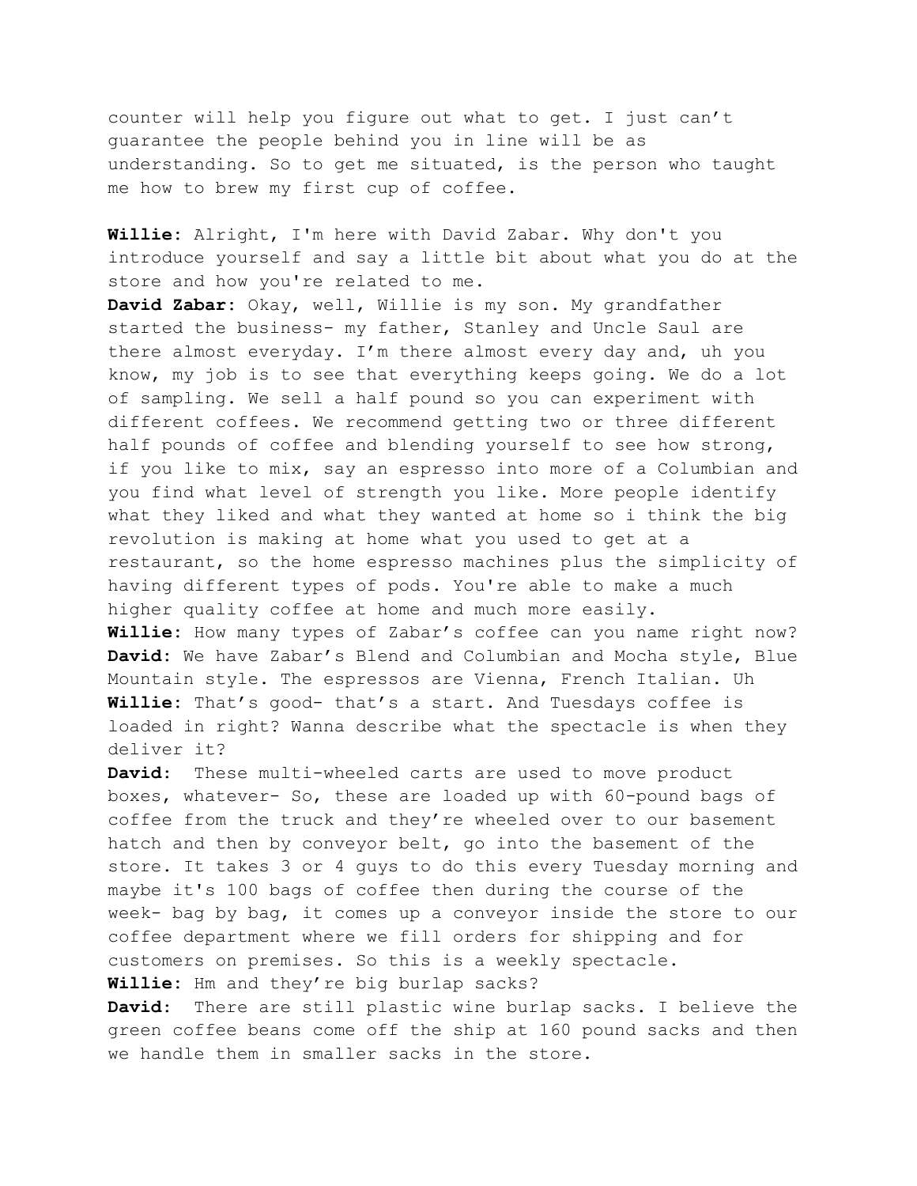counter will help you figure out what to get. I just can't guarantee the people behind you in line will be as understanding. So to get me situated, is the person who taught me how to brew my first cup of coffee.

**Willie:** Alright, I'm here with David Zabar. Why don't you introduce yourself and say a little bit about what you do at the store and how you're related to me.

**David Zabar:** Okay, well, Willie is my son. My grandfather started the business- my father, Stanley and Uncle Saul are there almost everyday. I'm there almost every day and, uh you know, my job is to see that everything keeps going. We do a lot of sampling. We sell a half pound so you can experiment with different coffees. We recommend getting two or three different half pounds of coffee and blending yourself to see how strong, if you like to mix, say an espresso into more of a Columbian and you find what level of strength you like. More people identify what they liked and what they wanted at home so i think the big revolution is making at home what you used to get at a restaurant, so the home espresso machines plus the simplicity of having different types of pods. You're able to make a much higher quality coffee at home and much more easily.

**Willie:** How many types of Zabar's coffee can you name right now?

**David:** We have Zabar's Blend and Columbian and Mocha style, Blue Mountain style. The espressos are Vienna, French Italian. Uh

**Willie:** That's good- that's a start. And Tuesdays coffee is loaded in right? Wanna describe what the spectacle is when they deliver it?

**David:** These multi-wheeled carts are used to move product boxes, whatever- So, these are loaded up with 60-pound bags of coffee from the truck and they're wheeled over to our basement hatch and then by conveyor belt, go into the basement of the store. It takes 3 or 4 guys to do this every Tuesday morning and maybe it's 100 bags of coffee then during the course of the week- bag by bag, it comes up a conveyor inside the store to our coffee department where we fill orders for shipping and for customers on premises. So this is a weekly spectacle.

**Willie:** Hm and they're big burlap sacks?

**David:** There are still plastic wine burlap sacks. I believe the green coffee beans come off the ship at 160 pound sacks and then we handle them in smaller sacks in the store.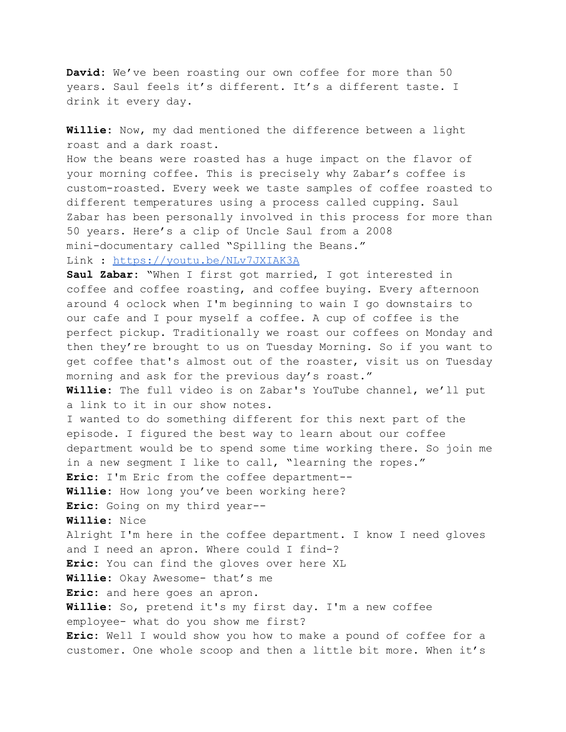**David**: We've been roasting our own coffee for more than 50 years. Saul feels it's different. It's a different taste. I drink it every day.

**Willie**: Now, my dad mentioned the difference between a light roast and a dark roast.
How the beans were roasted has a huge impact on the flavor of your morning coffee. This is precisely why Zabar's coffee is custom-roasted. Every week we taste samples of coffee roasted to different temperatures using a process called cupping. Saul Zabar has been personally involved in this process for more than 50 years. Here's a clip of Uncle Saul from a 2008 mini-documentary called "Spilling the Beans."
Link : [https://youtu.be/NLv7JXIAK3A](https://youtu.be/NLv7JXIAK3A)
**Saul Zabar**: "When I first got married, I got interested in coffee and coffee roasting, and coffee buying. Every afternoon around 4 oclock when I'm beginning to wain I go downstairs to our cafe and I pour myself a coffee. A cup of coffee is the perfect pickup. Traditionally we roast our coffees on Monday and then they're brought to us on Tuesday Morning. So if you want to get coffee that's almost out of the roaster, visit us on Tuesday morning and ask for the previous day's roast."
**Willie**: The full video is on Zabar's YouTube channel, we'll put a link to it in our show notes.
I wanted to do something different for this next part of the episode. I figured the best way to learn about our coffee department would be to spend some time working there. So join me in a new segment I like to call, "learning the ropes."
**Eric**: I'm Eric from the coffee department--
**Willie**: How long you've been working here?
**Eric**: Going on my third year--
**Willie**: Nice
Alright I'm here in the coffee department. I know I need gloves and I need an apron. Where could I find-?
**Eric**: You can find the gloves over here XL
**Willie**: Okay Awesome- that's me
**Eric**: and here goes an apron.
**Willie**: So, pretend it's my first day. I'm a new coffee employee- what do you show me first?
**Eric**: Well I would show you how to make a pound of coffee for a customer. One whole scoop and then a little bit more. When it's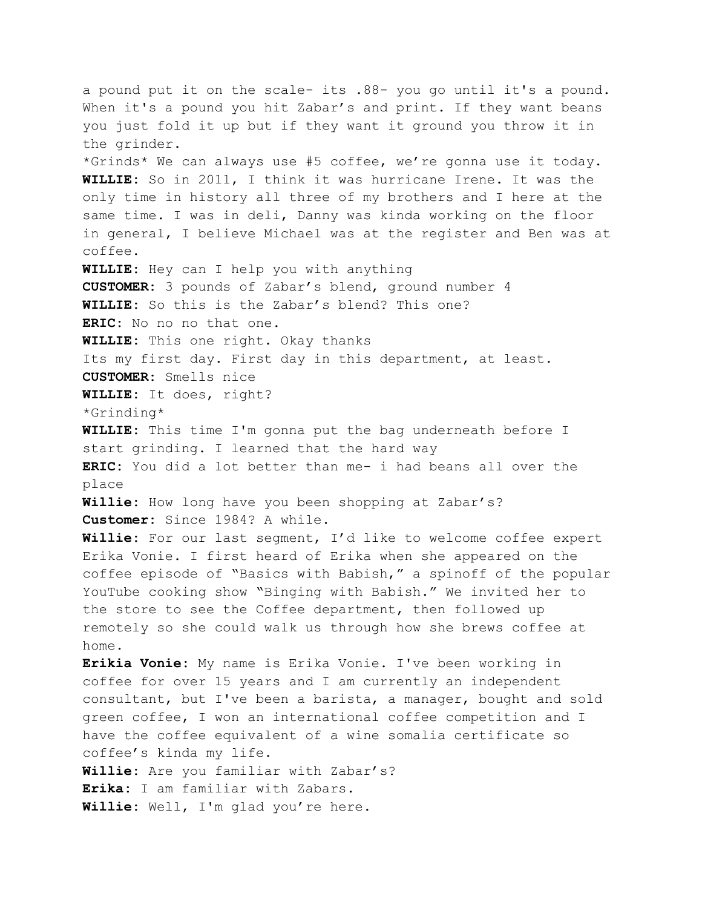a pound put it on the scale- its .88- you go until it's a pound. When it's a pound you hit Zabar's and print. If they want beans you just fold it up but if they want it ground you throw it in the grinder.

*Grinds* We can always use #5 coffee, we're gonna use it today.

**WILLIE:** So in 2011, I think it was hurricane Irene. It was the only time in history all three of my brothers and I here at the same time. I was in deli, Danny was kinda working on the floor in general, I believe Michael was at the register and Ben was at coffee.

**WILLIE:** Hey can I help you with anything

**CUSTOMER:** 3 pounds of Zabar's blend, ground number 4

**WILLIE:** So this is the Zabar's blend? This one?

**ERIC:** No no no that one.

**WILLIE:** This one right. Okay thanks

Its my first day. First day in this department, at least.

**CUSTOMER:** Smells nice

**WILLIE:** It does, right?

*Grinding*

**WILLIE:** This time I'm gonna put the bag underneath before I start grinding. I learned that the hard way

**ERIC:** You did a lot better than me- i had beans all over the place

**Willie:** How long have you been shopping at Zabar's?

**Customer:** Since 1984? A while.

**Willie:** For our last segment, I'd like to welcome coffee expert Erika Vonie. I first heard of Erika when she appeared on the coffee episode of "Basics with Babish," a spinoff of the popular YouTube cooking show "Binging with Babish." We invited her to the store to see the Coffee department, then followed up remotely so she could walk us through how she brews coffee at home.

**Erikia Vonie:** My name is Erika Vonie. I've been working in coffee for over 15 years and I am currently an independent consultant, but I've been a barista, a manager, bought and sold green coffee, I won an international coffee competition and I have the coffee equivalent of a wine somalia certificate so coffee's kinda my life.

**Willie:** Are you familiar with Zabar's?

**Erika:** I am familiar with Zabars.

**Willie:** Well, I'm glad you're here.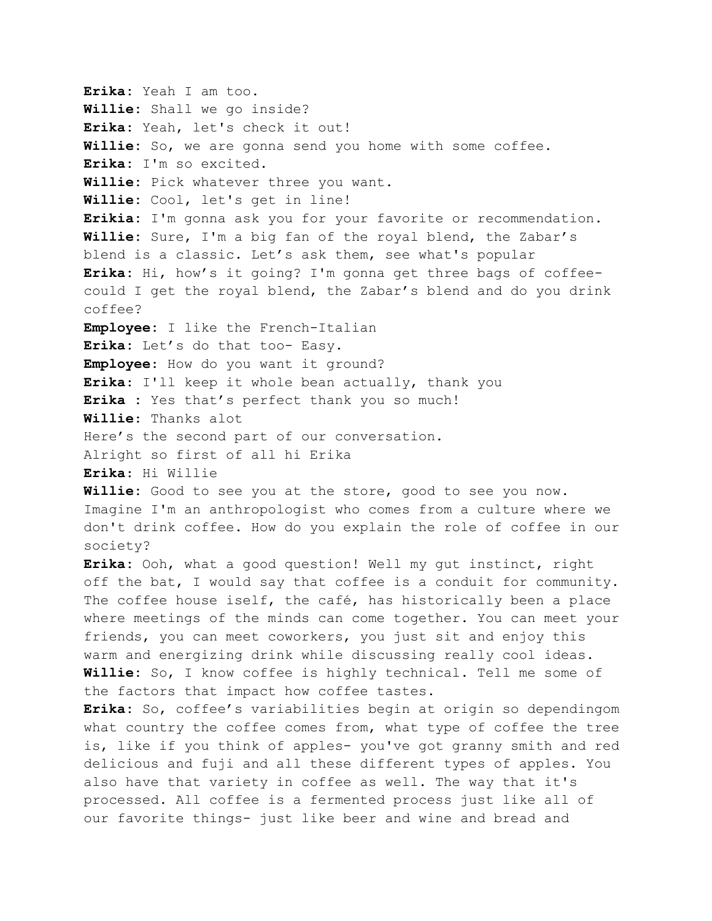**Erika**: Yeah I am too.
**Willie**: Shall we go inside?
**Erika**: Yeah, let's check it out!
**Willie**: So, we are gonna send you home with some coffee.
**Erika**: I'm so excited.
**Willie**: Pick whatever three you want.
**Willie**: Cool, let's get in line!
**Erikia**: I'm gonna ask you for your favorite or recommendation.
**Willie**: Sure, I'm a big fan of the royal blend, the Zabar's blend is a classic. Let's ask them, see what's popular
**Erika**: Hi, how's it going? I'm gonna get three bags of coffee- could I get the royal blend, the Zabar's blend and do you drink coffee?
**Employee**: I like the French-Italian
**Erika**: Let's do that too- Easy.
**Employee**: How do you want it ground?
**Erika**: I'll keep it whole bean actually, thank you
**Erika** : Yes that's perfect thank you so much!
**Willie**: Thanks alot
Here's the second part of our conversation.
Alright so first of all hi Erika
**Erika**: Hi Willie
**Willie**: Good to see you at the store, good to see you now. Imagine I'm an anthropologist who comes from a culture where we don't drink coffee. How do you explain the role of coffee in our society?
**Erika**: Ooh, what a good question! Well my gut instinct, right off the bat, I would say that coffee is a conduit for community. The coffee house iself, the café, has historically been a place where meetings of the minds can come together. You can meet your friends, you can meet coworkers, you just sit and enjoy this warm and energizing drink while discussing really cool ideas.
**Willie**: So, I know coffee is highly technical. Tell me some of the factors that impact how coffee tastes.
**Erika**: So, coffee's variabilities begin at origin so dependingom what country the coffee comes from, what type of coffee the tree is, like if you think of apples- you've got granny smith and red delicious and fuji and all these different types of apples. You also have that variety in coffee as well. The way that it's processed. All coffee is a fermented process just like all of our favorite things- just like beer and wine and bread and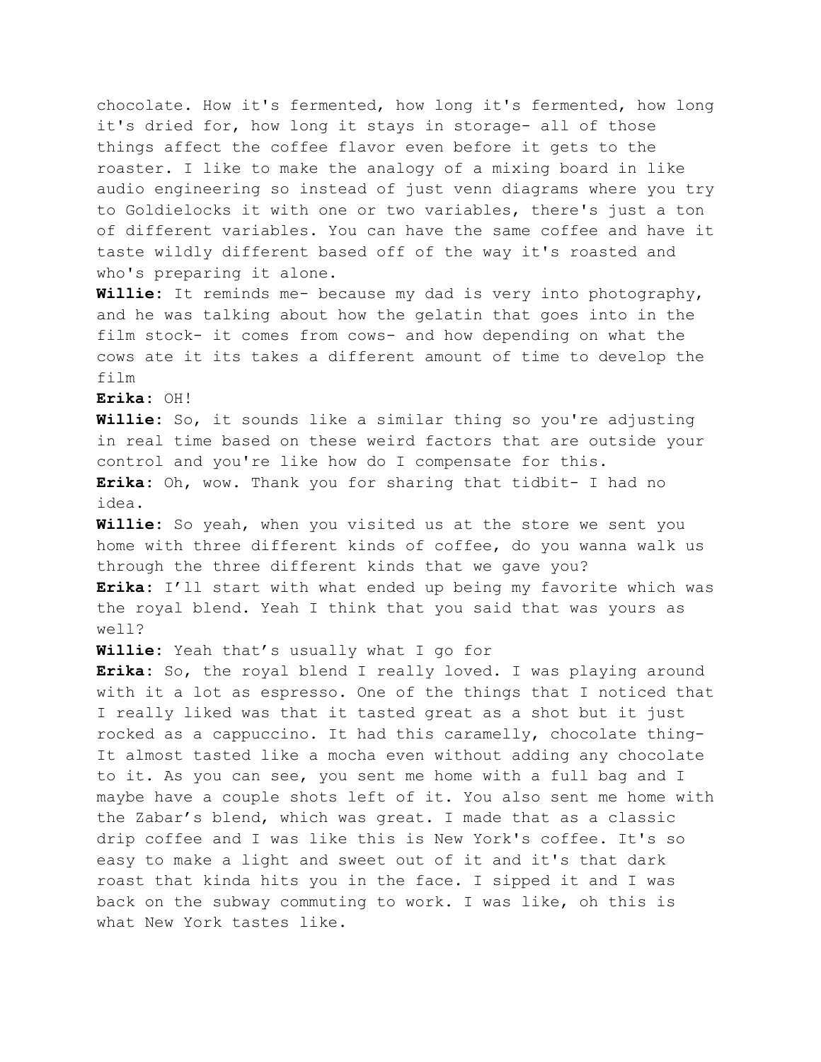chocolate. How it's fermented, how long it's fermented, how long it's dried for, how long it stays in storage- all of those things affect the coffee flavor even before it gets to the roaster. I like to make the analogy of a mixing board in like audio engineering so instead of just venn diagrams where you try to Goldielocks it with one or two variables, there's just a ton of different variables. You can have the same coffee and have it taste wildly different based off of the way it's roasted and who's preparing it alone.

**Willie:** It reminds me- because my dad is very into photography, and he was talking about how the gelatin that goes into in the film stock- it comes from cows- and how depending on what the cows ate it its takes a different amount of time to develop the film

**Erika:** OH!

**Willie:** So, it sounds like a similar thing so you're adjusting in real time based on these weird factors that are outside your control and you're like how do I compensate for this.

**Erika:** Oh, wow. Thank you for sharing that tidbit- I had no idea.

**Willie:** So yeah, when you visited us at the store we sent you home with three different kinds of coffee, do you wanna walk us through the three different kinds that we gave you?

**Erika:** I'll start with what ended up being my favorite which was the royal blend. Yeah I think that you said that was yours as well?

**Willie:** Yeah that's usually what I go for

**Erika:** So, the royal blend I really loved. I was playing around with it a lot as espresso. One of the things that I noticed that I really liked was that it tasted great as a shot but it just rocked as a cappuccino. It had this caramelly, chocolate thing- It almost tasted like a mocha even without adding any chocolate to it. As you can see, you sent me home with a full bag and I maybe have a couple shots left of it. You also sent me home with the Zabar's blend, which was great. I made that as a classic drip coffee and I was like this is New York's coffee. It's so easy to make a light and sweet out of it and it's that dark roast that kinda hits you in the face. I sipped it and I was back on the subway commuting to work. I was like, oh this is what New York tastes like.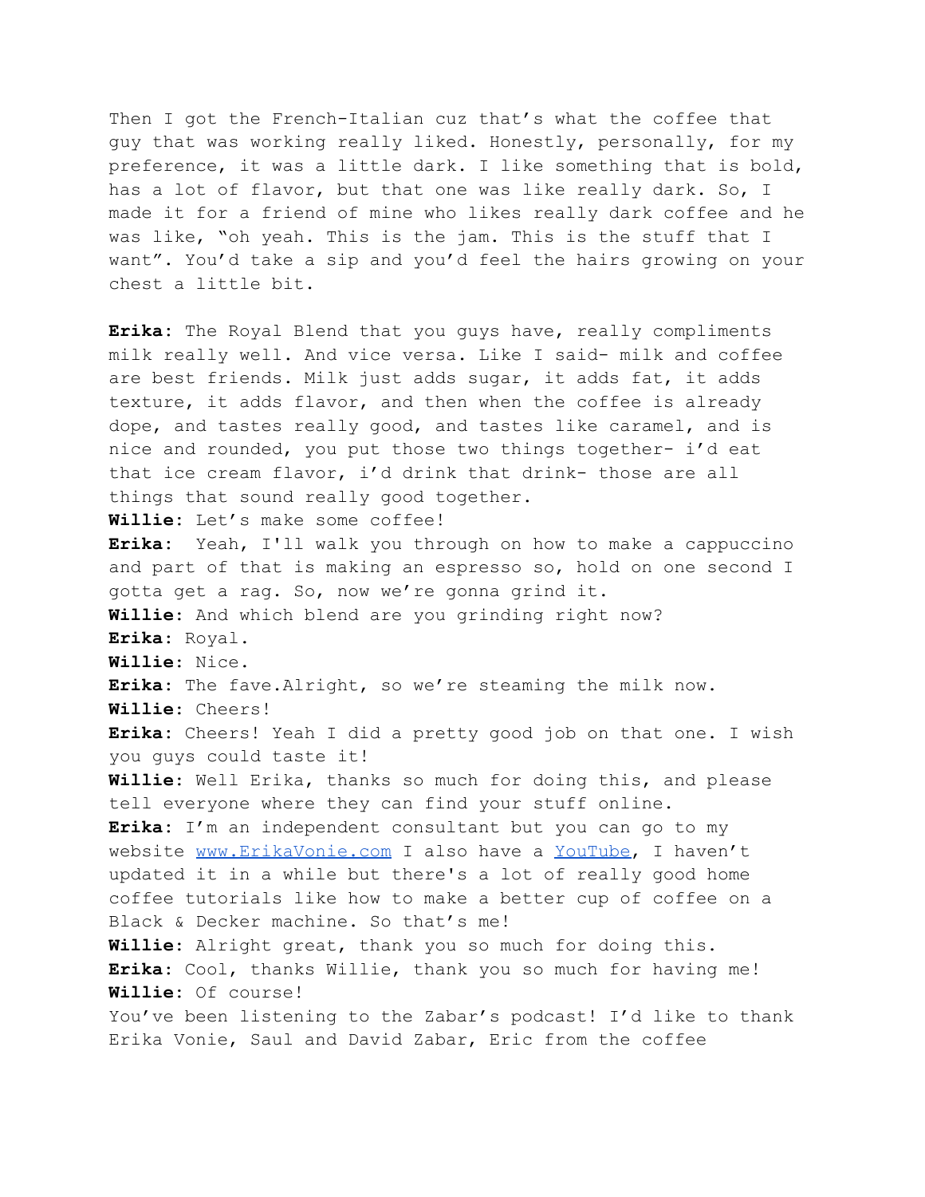Then I got the French-Italian cuz that's what the coffee that guy that was working really liked. Honestly, personally, for my preference, it was a little dark. I like something that is bold, has a lot of flavor, but that one was like really dark. So, I made it for a friend of mine who likes really dark coffee and he was like, "oh yeah. This is the jam. This is the stuff that I want". You'd take a sip and you'd feel the hairs growing on your chest a little bit.

**Erika**: The Royal Blend that you guys have, really compliments milk really well. And vice versa. Like I said- milk and coffee are best friends. Milk just adds sugar, it adds fat, it adds texture, it adds flavor, and then when the coffee is already dope, and tastes really good, and tastes like caramel, and is nice and rounded, you put those two things together- i'd eat that ice cream flavor, i'd drink that drink- those are all things that sound really good together.
**Willie**: Let's make some coffee!
**Erika**: Yeah, I'll walk you through on how to make a cappuccino and part of that is making an espresso so, hold on one second I gotta get a rag. So, now we're gonna grind it.
**Willie**: And which blend are you grinding right now?
**Erika**: Royal.
**Willie**: Nice.
**Erika**: The fave.Alright, so we're steaming the milk now.
**Willie**: Cheers!
**Erika**: Cheers! Yeah I did a pretty good job on that one. I wish you guys could taste it!
**Willie**: Well Erika, thanks so much for doing this, and please tell everyone where they can find your stuff online.
**Erika**: I'm an independent consultant but you can go to my website [www.ErikaVonie.com](http://www.ErikaVonie.com) I also have a [YouTube](#), I haven't updated it in a while but there's a lot of really good home coffee tutorials like how to make a better cup of coffee on a Black & Decker machine. So that's me!
**Willie**: Alright great, thank you so much for doing this.
**Erika**: Cool, thanks Willie, thank you so much for having me!
**Willie**: Of course!
You've been listening to the Zabar's podcast! I'd like to thank Erika Vonie, Saul and David Zabar, Eric from the coffee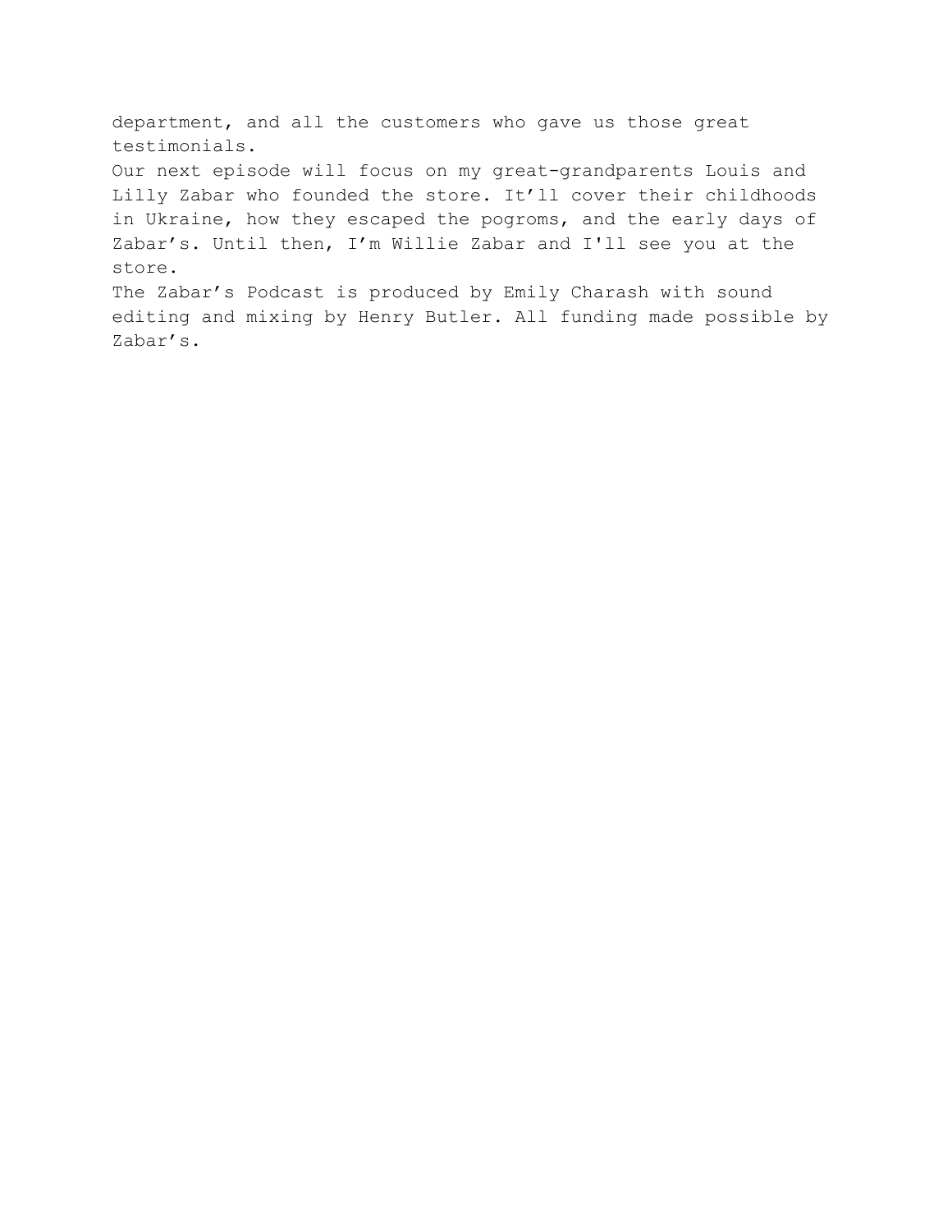department, and all the customers who gave us those great testimonials.

Our next episode will focus on my great-grandparents Louis and Lilly Zabar who founded the store. It'll cover their childhoods in Ukraine, how they escaped the pogroms, and the early days of Zabar's. Until then, I'm Willie Zabar and I'll see you at the store.

The Zabar's Podcast is produced by Emily Charash with sound editing and mixing by Henry Butler. All funding made possible by Zabar's.